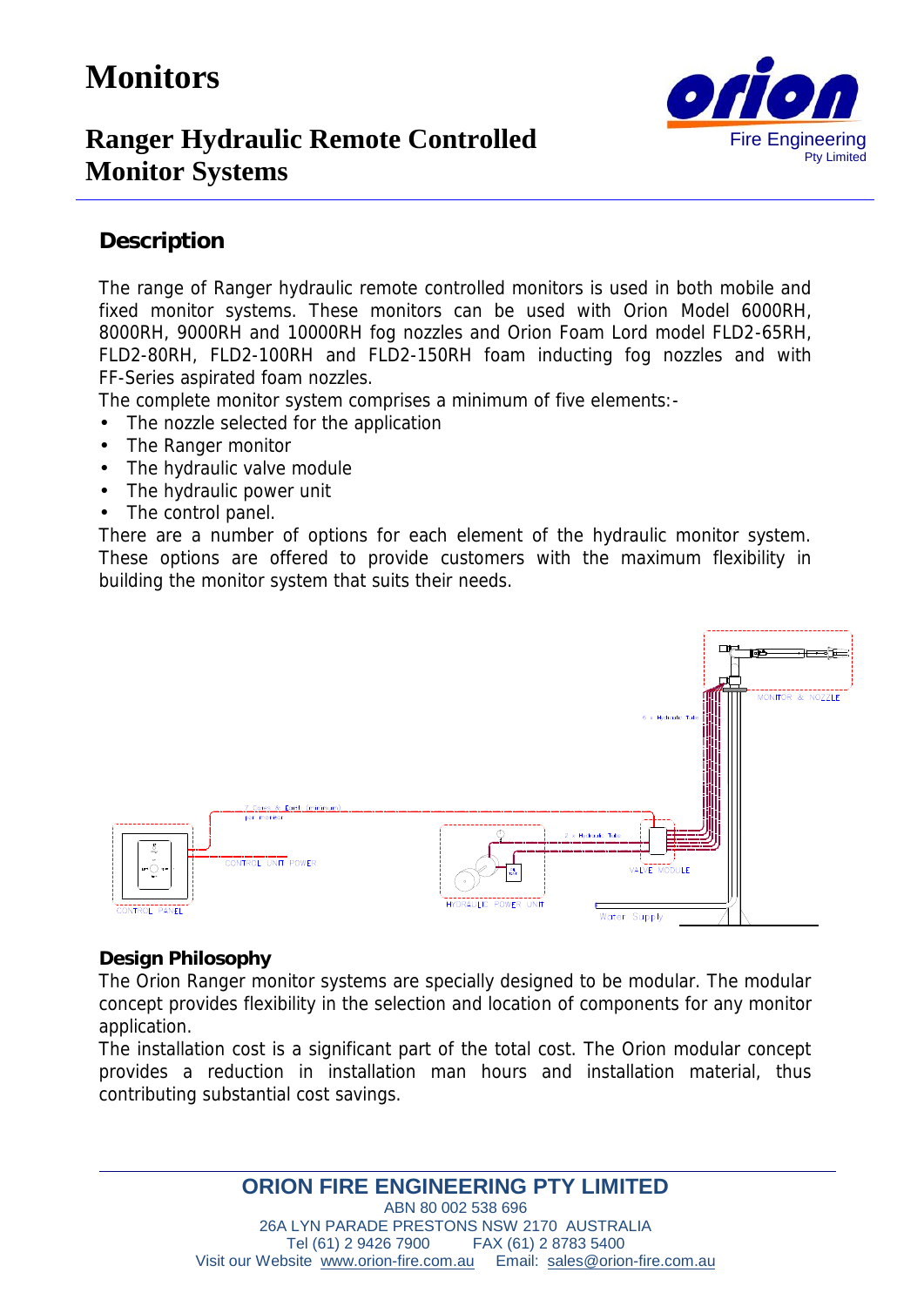# Monitors

## Ranger Hydraulic Remote Controlled Monitor Systems

orion
Fire Engineering
Pty Limited

### Description

The range of Ranger hydraulic remote controlled monitors is used in both mobile and fixed monitor systems. These monitors can be used with Orion Model 6000RH, 8000RH, 9000RH and 10000RH fog nozzles and Orion Foam Lord model FLD2-65RH, FLD2-80RH, FLD2-100RH and FLD2-150RH foam inducting fog nozzles and with FF-Series aspirated foam nozzles.

The complete monitor system comprises a minimum of five elements:-

- The nozzle selected for the application
- The Ranger monitor
- The hydraulic valve module
- The hydraulic power unit
- The control panel.

There are a number of options for each element of the hydraulic monitor system. These options are offered to provide customers with the maximum flexibility in building the monitor system that suits their needs.

MONITOR & NOZZLE
6 x Hydraulic Tube
2 Core & Earth (minimum) per monitor
CONTROL UNIT POWER
2 x Hydraulic Tube
VALVE MODULE
HYDRAULIC POWER UNIT
CONTROL PANEL
Water Supply

### Design Philosophy

The Orion Ranger monitor systems are specially designed to be modular. The modular concept provides flexibility in the selection and location of components for any monitor application.

The installation cost is a significant part of the total cost. The Orion modular concept provides a reduction in installation man hours and installation material, thus contributing substantial cost savings.

**ORION FIRE ENGINEERING PTY LIMITED**
ABN 80 002 538 696
26A LYN PARADE PRESTONS NSW 2170 AUSTRALIA
Tel (61) 2 9426 7900 FAX (61) 2 8783 5400
Visit our Website www.orion-fire.com.au Email: sales@orion-fire.com.au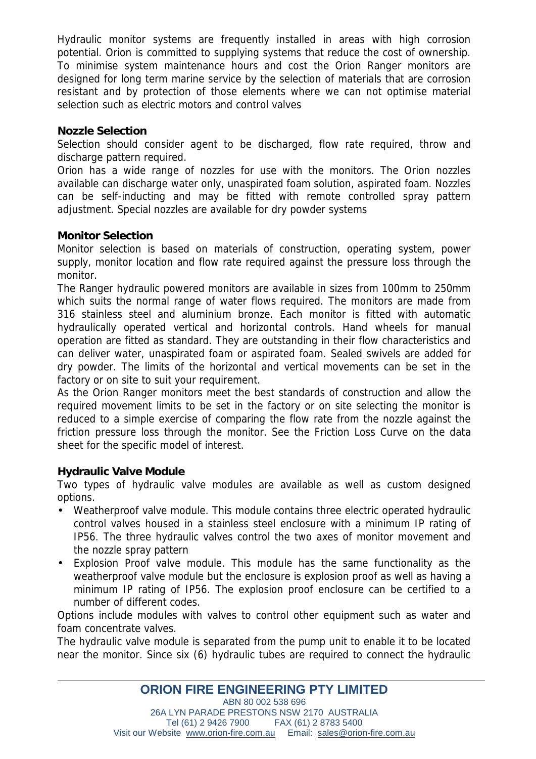Hydraulic monitor systems are frequently installed in areas with high corrosion potential. Orion is committed to supplying systems that reduce the cost of ownership. To minimise system maintenance hours and cost the Orion Ranger monitors are designed for long term marine service by the selection of materials that are corrosion resistant and by protection of those elements where we can not optimise material selection such as electric motors and control valves

**Nozzle Selection**

Selection should consider agent to be discharged, flow rate required, throw and discharge pattern required.

Orion has a wide range of nozzles for use with the monitors. The Orion nozzles available can discharge water only, unaspirated foam solution, aspirated foam. Nozzles can be self-inducting and may be fitted with remote controlled spray pattern adjustment. Special nozzles are available for dry powder systems

**Monitor Selection**

Monitor selection is based on materials of construction, operating system, power supply, monitor location and flow rate required against the pressure loss through the monitor.

The Ranger hydraulic powered monitors are available in sizes from 100mm to 250mm which suits the normal range of water flows required. The monitors are made from 316 stainless steel and aluminium bronze. Each monitor is fitted with automatic hydraulically operated vertical and horizontal controls. Hand wheels for manual operation are fitted as standard. They are outstanding in their flow characteristics and can deliver water, unaspirated foam or aspirated foam. Sealed swivels are added for dry powder. The limits of the horizontal and vertical movements can be set in the factory or on site to suit your requirement.

As the Orion Ranger monitors meet the best standards of construction and allow the required movement limits to be set in the factory or on site selecting the monitor is reduced to a simple exercise of comparing the flow rate from the nozzle against the friction pressure loss through the monitor. See the Friction Loss Curve on the data sheet for the specific model of interest.

**Hydraulic Valve Module**

Two types of hydraulic valve modules are available as well as custom designed options.

- Weatherproof valve module. This module contains three electric operated hydraulic control valves housed in a stainless steel enclosure with a minimum IP rating of IP56. The three hydraulic valves control the two axes of monitor movement and the nozzle spray pattern
- Explosion Proof valve module. This module has the same functionality as the weatherproof valve module but the enclosure is explosion proof as well as having a minimum IP rating of IP56. The explosion proof enclosure can be certified to a number of different codes.

Options include modules with valves to control other equipment such as water and foam concentrate valves.

The hydraulic valve module is separated from the pump unit to enable it to be located near the monitor. Since six (6) hydraulic tubes are required to connect the hydraulic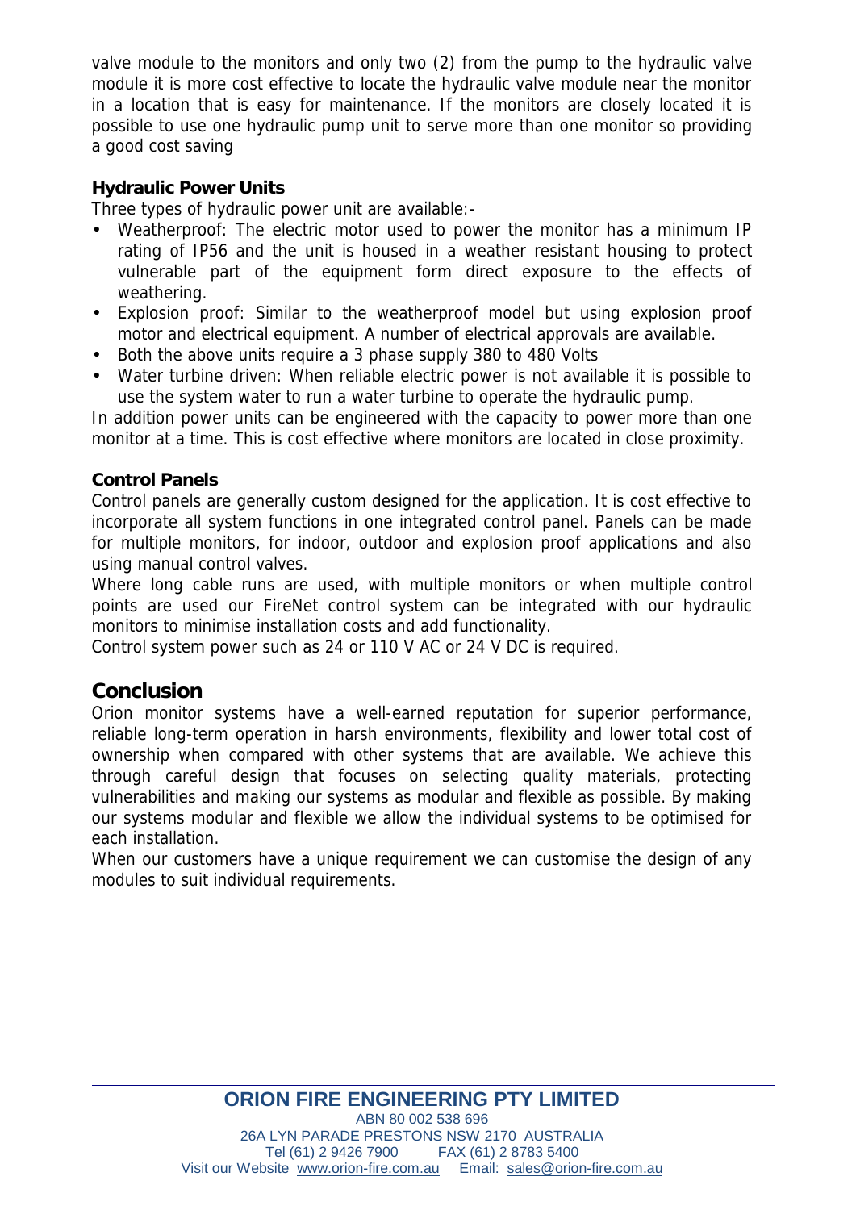valve module to the monitors and only two (2) from the pump to the hydraulic valve module it is more cost effective to locate the hydraulic valve module near the monitor in a location that is easy for maintenance. If the monitors are closely located it is possible to use one hydraulic pump unit to serve more than one monitor so providing a good cost saving

**Hydraulic Power Units**

Three types of hydraulic power unit are available:-

- Weatherproof: The electric motor used to power the monitor has a minimum IP rating of IP56 and the unit is housed in a weather resistant housing to protect vulnerable part of the equipment form direct exposure to the effects of weathering.
- Explosion proof: Similar to the weatherproof model but using explosion proof motor and electrical equipment. A number of electrical approvals are available.
- Both the above units require a 3 phase supply 380 to 480 Volts
- Water turbine driven: When reliable electric power is not available it is possible to use the system water to run a water turbine to operate the hydraulic pump.

In addition power units can be engineered with the capacity to power more than one monitor at a time. This is cost effective where monitors are located in close proximity.

**Control Panels**

Control panels are generally custom designed for the application. It is cost effective to incorporate all system functions in one integrated control panel. Panels can be made for multiple monitors, for indoor, outdoor and explosion proof applications and also using manual control valves.

Where long cable runs are used, with multiple monitors or when multiple control points are used our FireNet control system can be integrated with our hydraulic monitors to minimise installation costs and add functionality.

Control system power such as 24 or 110 V AC or 24 V DC is required.

## Conclusion

Orion monitor systems have a well-earned reputation for superior performance, reliable long-term operation in harsh environments, flexibility and lower total cost of ownership when compared with other systems that are available. We achieve this through careful design that focuses on selecting quality materials, protecting vulnerabilities and making our systems as modular and flexible as possible. By making our systems modular and flexible we allow the individual systems to be optimised for each installation.

When our customers have a unique requirement we can customise the design of any modules to suit individual requirements.

**ORION FIRE ENGINEERING PTY LIMITED**

ABN 80 002 538 696

26A LYN PARADE PRESTONS NSW 2170 AUSTRALIA

Tel (61) 2 9426 7900 FAX (61) 2 8783 5400

Visit our Website www.orion-fire.com.au Email: sales@orion-fire.com.au